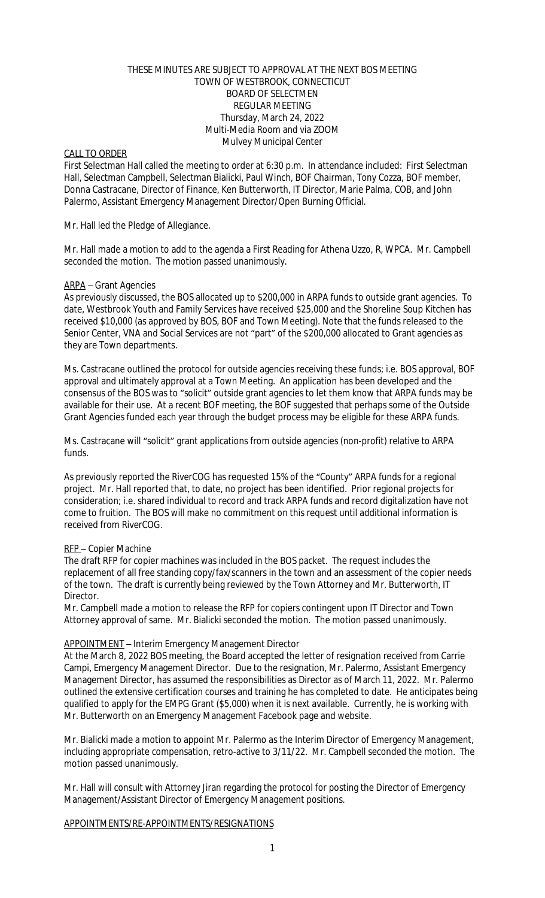THESE MINUTES ARE SUBJECT TO APPROVAL AT THE NEXT BOS MEETING
TOWN OF WESTBROOK, CONNECTICUT
BOARD OF SELECTMEN
REGULAR MEETING
Thursday, March 24, 2022
Multi-Media Room and via ZOOM
Mulvey Municipal Center

CALL TO ORDER

First Selectman Hall called the meeting to order at 6:30 p.m. In attendance included: First Selectman Hall, Selectman Campbell, Selectman Bialicki, Paul Winch, BOF Chairman, Tony Cozza, BOF member, Donna Castracane, Director of Finance, Ken Butterworth, IT Director, Marie Palma, COB, and John Palermo, Assistant Emergency Management Director/Open Burning Official.

Mr. Hall led the Pledge of Allegiance.

Mr. Hall made a motion to add to the agenda a First Reading for Athena Uzzo, R, WPCA. Mr. Campbell seconded the motion. The motion passed unanimously.

ARPA – Grant Agencies

As previously discussed, the BOS allocated up to $200,000 in ARPA funds to outside grant agencies. To date, Westbrook Youth and Family Services have received $25,000 and the Shoreline Soup Kitchen has received $10,000 (as approved by BOS, BOF and Town Meeting). Note that the funds released to the Senior Center, VNA and Social Services are not "part" of the $200,000 allocated to Grant agencies as they are Town departments.

Ms. Castracane outlined the protocol for outside agencies receiving these funds; i.e. BOS approval, BOF approval and ultimately approval at a Town Meeting. An application has been developed and the consensus of the BOS was to "solicit" outside grant agencies to let them know that ARPA funds may be available for their use. At a recent BOF meeting, the BOF suggested that perhaps some of the Outside Grant Agencies funded each year through the budget process may be eligible for these ARPA funds.

Ms. Castracane will "solicit" grant applications from outside agencies (non-profit) relative to ARPA funds.

As previously reported the RiverCOG has requested 15% of the "County" ARPA funds for a regional project. Mr. Hall reported that, to date, no project has been identified. Prior regional projects for consideration; i.e. shared individual to record and track ARPA funds and record digitalization have not come to fruition. The BOS will make no commitment on this request until additional information is received from RiverCOG.

RFP – Copier Machine

The draft RFP for copier machines was included in the BOS packet. The request includes the replacement of all free standing copy/fax/scanners in the town and an assessment of the copier needs of the town. The draft is currently being reviewed by the Town Attorney and Mr. Butterworth, IT Director.

Mr. Campbell made a motion to release the RFP for copiers contingent upon IT Director and Town Attorney approval of same. Mr. Bialicki seconded the motion. The motion passed unanimously.

APPOINTMENT – Interim Emergency Management Director

At the March 8, 2022 BOS meeting, the Board accepted the letter of resignation received from Carrie Campi, Emergency Management Director. Due to the resignation, Mr. Palermo, Assistant Emergency Management Director, has assumed the responsibilities as Director as of March 11, 2022. Mr. Palermo outlined the extensive certification courses and training he has completed to date. He anticipates being qualified to apply for the EMPG Grant ($5,000) when it is next available. Currently, he is working with Mr. Butterworth on an Emergency Management Facebook page and website.

Mr. Bialicki made a motion to appoint Mr. Palermo as the Interim Director of Emergency Management, including appropriate compensation, retro-active to 3/11/22. Mr. Campbell seconded the motion. The motion passed unanimously.

Mr. Hall will consult with Attorney Jiran regarding the protocol for posting the Director of Emergency Management/Assistant Director of Emergency Management positions.

APPOINTMENTS/RE-APPOINTMENTS/RESIGNATIONS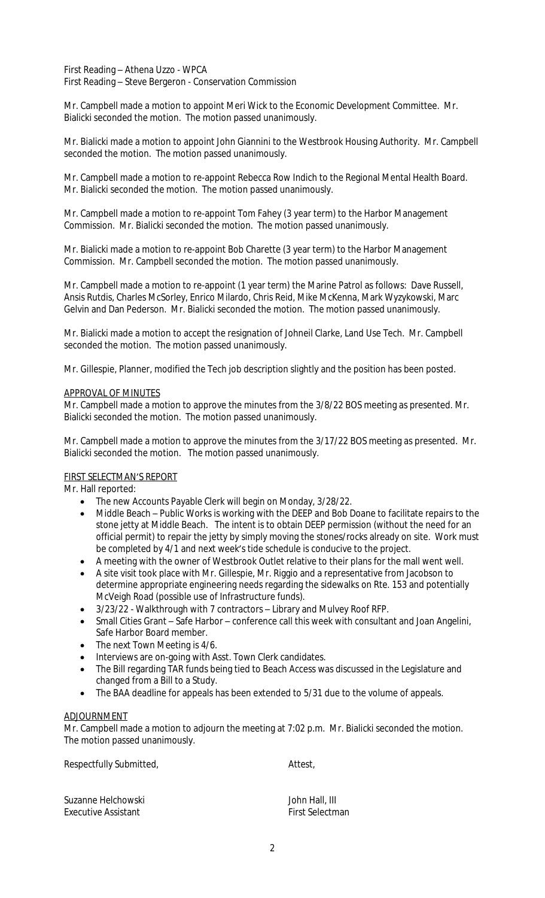First Reading – Athena Uzzo - WPCA
First Reading – Steve Bergeron - Conservation Commission

Mr. Campbell made a motion to appoint Meri Wick to the Economic Development Committee. Mr. Bialicki seconded the motion. The motion passed unanimously.

Mr. Bialicki made a motion to appoint John Giannini to the Westbrook Housing Authority. Mr. Campbell seconded the motion. The motion passed unanimously.

Mr. Campbell made a motion to re-appoint Rebecca Row Indich to the Regional Mental Health Board. Mr. Bialicki seconded the motion. The motion passed unanimously.

Mr. Campbell made a motion to re-appoint Tom Fahey (3 year term) to the Harbor Management Commission. Mr. Bialicki seconded the motion. The motion passed unanimously.

Mr. Bialicki made a motion to re-appoint Bob Charette (3 year term) to the Harbor Management Commission. Mr. Campbell seconded the motion. The motion passed unanimously.

Mr. Campbell made a motion to re-appoint (1 year term) the Marine Patrol as follows: Dave Russell, Ansis Rutdis, Charles McSorley, Enrico Milardo, Chris Reid, Mike McKenna, Mark Wyzykowski, Marc Gelvin and Dan Pederson. Mr. Bialicki seconded the motion. The motion passed unanimously.

Mr. Bialicki made a motion to accept the resignation of Johneil Clarke, Land Use Tech. Mr. Campbell seconded the motion. The motion passed unanimously.

Mr. Gillespie, Planner, modified the Tech job description slightly and the position has been posted.

APPROVAL OF MINUTES

Mr. Campbell made a motion to approve the minutes from the 3/8/22 BOS meeting as presented. Mr. Bialicki seconded the motion. The motion passed unanimously.

Mr. Campbell made a motion to approve the minutes from the 3/17/22 BOS meeting as presented. Mr. Bialicki seconded the motion. The motion passed unanimously.

FIRST SELECTMAN'S REPORT

Mr. Hall reported:

- The new Accounts Payable Clerk will begin on Monday, 3/28/22.
- Middle Beach – Public Works is working with the DEEP and Bob Doane to facilitate repairs to the stone jetty at Middle Beach. The intent is to obtain DEEP permission (without the need for an official permit) to repair the jetty by simply moving the stones/rocks already on site. Work must be completed by 4/1 and next week's tide schedule is conducive to the project.
- A meeting with the owner of Westbrook Outlet relative to their plans for the mall went well.
- A site visit took place with Mr. Gillespie, Mr. Riggio and a representative from Jacobson to determine appropriate engineering needs regarding the sidewalks on Rte. 153 and potentially McVeigh Road (possible use of Infrastructure funds).
- 3/23/22 - Walkthrough with 7 contractors – Library and Mulvey Roof RFP.
- Small Cities Grant – Safe Harbor – conference call this week with consultant and Joan Angelini, Safe Harbor Board member.
- The next Town Meeting is 4/6.
- Interviews are on-going with Asst. Town Clerk candidates.
- The Bill regarding TAR funds being tied to Beach Access was discussed in the Legislature and changed from a Bill to a Study.
- The BAA deadline for appeals has been extended to 5/31 due to the volume of appeals.

ADJOURNMENT

Mr. Campbell made a motion to adjourn the meeting at 7:02 p.m. Mr. Bialicki seconded the motion. The motion passed unanimously.

Respectfully Submitted,

Suzanne Helchowski
Executive Assistant

Attest,

John Hall, III
First Selectman